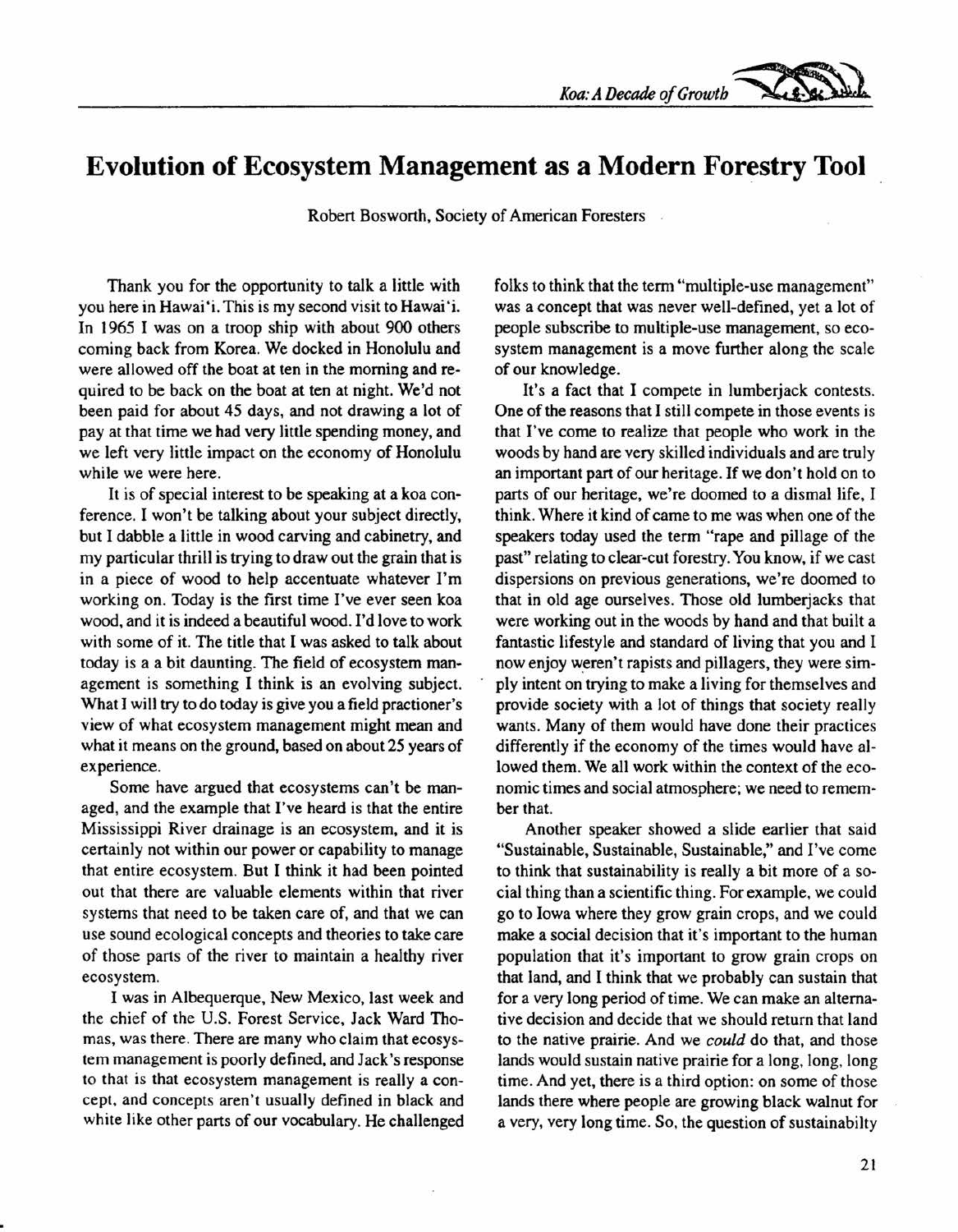# Evolution of Ecosystem Management as a Modern Forestry Tool

Robert Bosworth, Society of American Foresters

Thank you for the opportunity to talk a little with you here in Hawai'i. This is my second visit to Hawai'i. In 1965 I was on a troop ship with about 900 others coming back from Korea. We docked in Honolulu and were allowed off the boat at ten in the morning and required to be back on the boat at ten at night. We'd not been paid for about 45 days, and not drawing a lot of pay at that time we had very little spending money, and we left very little impact on the economy of Honolulu while we were here.

It is of special interest to be speaking at a koa conference. I won't be talking about your subject directly, but I dabble a little in wood carving and cabinetry, and my particular thrill is trying to draw out the grain that is in a piece of wood to help accentuate whatever I'm working on. Today is the first time I've ever seen koa wood, and it is indeed a beautiful wood. I'd love to work with some of it. The title that I was asked to talk about today is a a bit daunting. The field of ecosystem management is something I think is an evolving subject. What I will try to do today is give you a field practioner's view of what ecosystem management might mean and what it means on the ground, based on about 25 years of experience.

Some have argued that ecosystems can't be managed, and the example that I've heard is that the entire Mississippi River drainage is an ecosystem, and it is certainly not within our power or capability to manage that entire ecosystem. But I think it had been pointed out that there are valuable elements within that river systems that need to be taken care of, and that we can use sound ecological concepts and theories to take care of those parts of the river to maintain a healthy river ecosystem.

I was in Albequerque, New Mexico, last week and the chief of the U.S. Forest Service, Jack Ward Thomas, was there. There are many who claim that ecosystem management is poorly defined, and Jack's response to that is that ecosystem management is really a concept, and concepts aren't usually defined in black and white like other parts of our vocabulary. He challenged folks to think that the term "multiple-use management" was a concept that was never well-defined, yet a lot of people subscribe to multiple-use management, so ecosystem management is a move further along the scale of our knowledge.

It's a fact that I compete in lumberjack contests. One of the reasons that I still compete in those events is that I've come to realize that people who work in the woods by hand are very skilled individuals and are truly an important part of our heritage. If we don't hold on to parts of our heritage, we're doomed to a dismal life, I think. Where it kind of came to me was when one of the speakers today used the term "rape and pillage of the past" relating to clear-cut forestry. You know, if we cast dispersions on previous generations, we're doomed to that in old age ourselves. Those old lumberjacks that were working out in the woods by hand and that built a fantastic lifestyle and standard of living that you and I now enjoy weren't rapists and pillagers, they were simply intent on trying to make a living for themselves and provide society with a lot of things that society really wants. Many of them would have done their practices differently if the economy of the times would have allowed them. We all work within the context of the economic times and social atmosphere; we need to remember that.

Another speaker showed a slide earlier that said "Sustainable, Sustainable, Sustainable," and I've come to think that sustainability is really a bit more of a social thing than a scientific thing. For example, we could go to Iowa where they grow grain crops, and we could make a social decision that it's important to the human population that it's important to grow grain crops on that land, and I think that we probably can sustain that for a very long period of time. We can make an alternative decision and decide that we should return that land to the native prairie. And we *could* do that, and those lands would sustain native prairie for a long, long, long time. And yet, there is a third option: on some of those lands there where people are growing black walnut for a very, very long time. So, the question of sustainabilty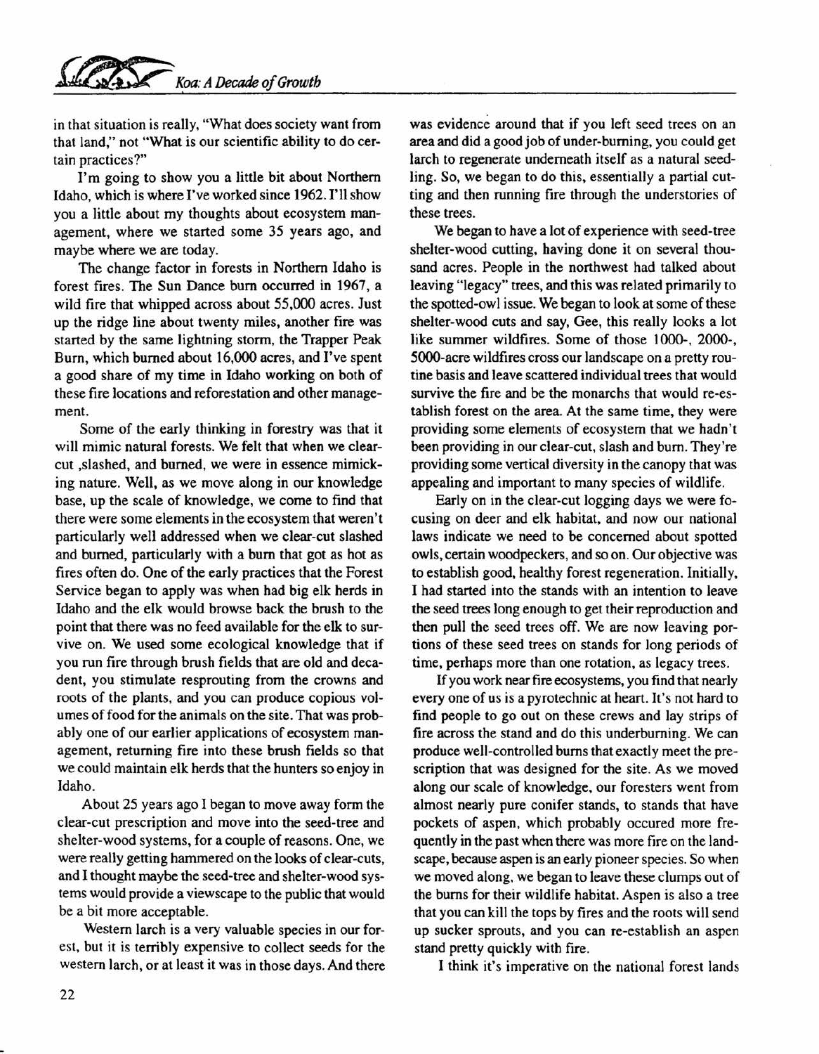in that situation is really, "What does society want from that land," not "What is our scientific ability to do certain practices?"

I'm going to show you a little bit about Northern Idaho, which is where I've worked since 1962. I'll show you a little about my thoughts about ecosystem management, where we started some 35 years ago, and maybe where we are today.

The change factor in forests in Northern Idaho is forest fires. The Sun Dance burn occurred in 1967, a wild fire that whipped across about 55,000 acres. Just up the ridge line about twenty miles, another fire was started by the same lightning storm, the Trapper Peak Burn, which burned about 16,000 acres, and I've spent a good share of my time in Idaho working on both of these fire locations and reforestation and other management.

Some of the early thinking in forestry was that it will mimic natural forests. We felt that when we clear-cut ,slashed, and burned, we were in essence mimicking nature. Well, as we move along in our knowledge base, up the scale of knowledge, we come to find that there were some elements in the ecosystem that weren't particularly well addressed when we clear-cut slashed and burned, particularly with a burn that got as hot as fires often do. One of the early practices that the Forest Service began to apply was when had big elk herds in Idaho and the elk would browse back the brush to the point that there was no feed available for the elk to survive on. We used some ecological knowledge that if you run fire through brush fields that are old and decadent, you stimulate resprouting from the crowns and roots of the plants, and you can produce copious volumes of food for the animals on the site. That was probably one of our earlier applications of ecosystem management, returning fire into these brush fields so that we could maintain elk herds that the hunters so enjoy in Idaho.

About 25 years ago I began to move away form the clear-cut prescription and move into the seed-tree and shelter-wood systems, for a couple of reasons. One, we were really getting hammered on the looks of clear-cuts, and I thought maybe the seed-tree and shelter-wood systems would provide a viewscape to the public that would be a bit more acceptable.

Western larch is a very valuable species in our forest, but it is terribly expensive to collect seeds for the western larch, or at least it was in those days. And there was evidence around that if you left seed trees on an area and did a good job of under-burning, you could get larch to regenerate underneath itself as a natural seedling. So, we began to do this, essentially a partial cutting and then running fire through the understories of these trees.

We began to have a lot of experience with seed-tree shelter-wood cutting, having done it on several thousand acres. People in the northwest had talked about leaving "legacy" trees, and this was related primarily to the spotted-owl issue. We began to look at some of these shelter-wood cuts and say, Gee, this really looks a lot like summer wildfires. Some of those 1000-, 2000-, 5000-acre wildfires cross our landscape on a pretty routine basis and leave scattered individual trees that would survive the fire and be the monarchs that would re-establish forest on the area. At the same time, they were providing some elements of ecosystem that we hadn't been providing in our clear-cut, slash and burn. They're providing some vertical diversity in the canopy that was appealing and important to many species of wildlife.

Early on in the clear-cut logging days we were focusing on deer and elk habitat, and now our national laws indicate we need to be concerned about spotted owls, certain woodpeckers, and so on. Our objective was to establish good, healthy forest regeneration. Initially, I had started into the stands with an intention to leave the seed trees long enough to get their reproduction and then pull the seed trees off. We are now leaving portions of these seed trees on stands for long periods of time, perhaps more than one rotation, as legacy trees.

If you work near fire ecosystems, you find that nearly every one of us is a pyrotechnic at heart. It's not hard to find people to go out on these crews and lay strips of fire across the stand and do this underburning. We can produce well-controlled burns that exactly meet the prescription that was designed for the site. As we moved along our scale of knowledge, our foresters went from almost nearly pure conifer stands, to stands that have pockets of aspen, which probably occured more frequently in the past when there was more fire on the landscape, because aspen is an early pioneer species. So when we moved along, we began to leave these clumps out of the burns for their wildlife habitat. Aspen is also a tree that you can kill the tops by fires and the roots will send up sucker sprouts, and you can re-establish an aspen stand pretty quickly with fire.

I think it's imperative on the national forest lands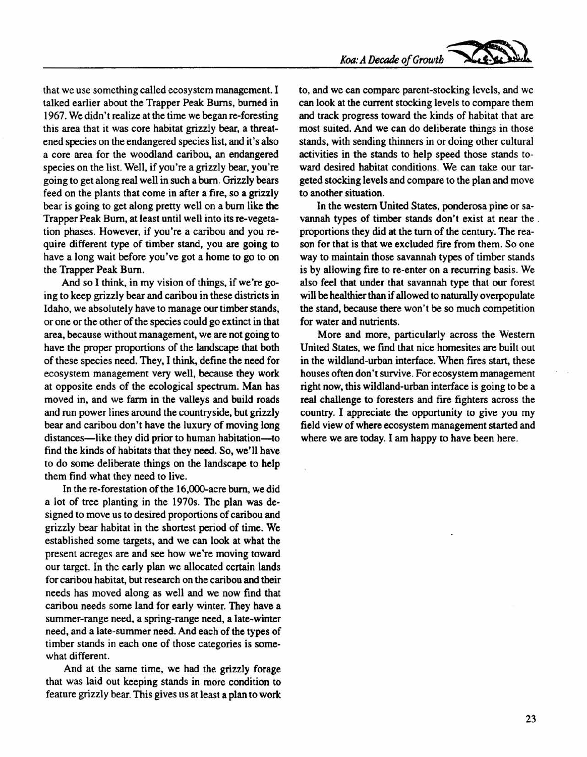that we use something called ecosystem management. I talked earlier about the Trapper Peak Burns, burned in 1967. We didn't realize at the time we began re-foresting this area that it was core habitat grizzly bear, a threatened species on the endangered species list, and it's also a core area for the woodland caribou, an endangered species on the list. Well, if you're a grizzly bear, you're going to get along real well in such a burn. Grizzly bears feed on the plants that come in after a fire, so a grizzly bear is going to get along pretty well on a burn like the Trapper Peak Burn, at least until well into its re-vegetation phases. However, if you're a caribou and you require different type of timber stand, you are going to have a long wait before you've got a home to go to on the Trapper Peak Burn.

And so I think, in my vision of things, if we're going to keep grizzly bear and caribou in these districts in Idaho, we absolutely have to manage our timber stands, or one or the other of the species could go extinct in that area, because without management, we are not going to have the proper proportions of the landscape that both of these species need. They, I think, define the need for ecosystem management very well, because they work at opposite ends of the ecological spectrum. Man has moved in, and we farm in the valleys and build roads and run power lines around the countryside, but grizzly bear and caribou don't have the luxury of moving long distances—like they did prior to human habitation—to find the kinds of habitats that they need. So, we'll have to do some deliberate things on the landscape to help them find what they need to live.

In the re-forestation of the 16,000-acre burn, we did a lot of tree planting in the 1970s. The plan was designed to move us to desired proportions of caribou and grizzly bear habitat in the shortest period of time. We established some targets, and we can look at what the present acreges are and see how we're moving toward our target. In the early plan we allocated certain lands for caribou habitat, but research on the caribou and their needs has moved along as well and we now find that caribou needs some land for early winter. They have a summer-range need, a spring-range need, a late-winter need, and a late-summer need. And each of the types of timber stands in each one of those categories is somewhat different.

And at the same time, we had the grizzly forage that was laid out keeping stands in more condition to feature grizzly bear. This gives us at least a plan to work to, and we can compare parent-stocking levels, and we can look at the current stocking levels to compare them and track progress toward the kinds of habitat that are most suited. And we can do deliberate things in those stands, with sending thinners in or doing other cultural activities in the stands to help speed those stands toward desired habitat conditions. We can take our targeted stocking levels and compare to the plan and move to another situation.

In the western United States, ponderosa pine or savannah types of timber stands don't exist at near the proportions they did at the turn of the century. The reason for that is that we excluded fire from them. So one way to maintain those savannah types of timber stands is by allowing fire to re-enter on a recurring basis. We also feel that under that savannah type that our forest will be healthier than if allowed to naturally overpopulate the stand, because there won't be so much competition for water and nutrients.

More and more, particularly across the Western United States, we find that nice homesites are built out in the wildland-urban interface. When fires start, these houses often don't survive. For ecosystem management right now, this wildland-urban interface is going to be a real challenge to foresters and fire fighters across the country. I appreciate the opportunity to give you my field view of where ecosystem management started and where we are today. I am happy to have been here.